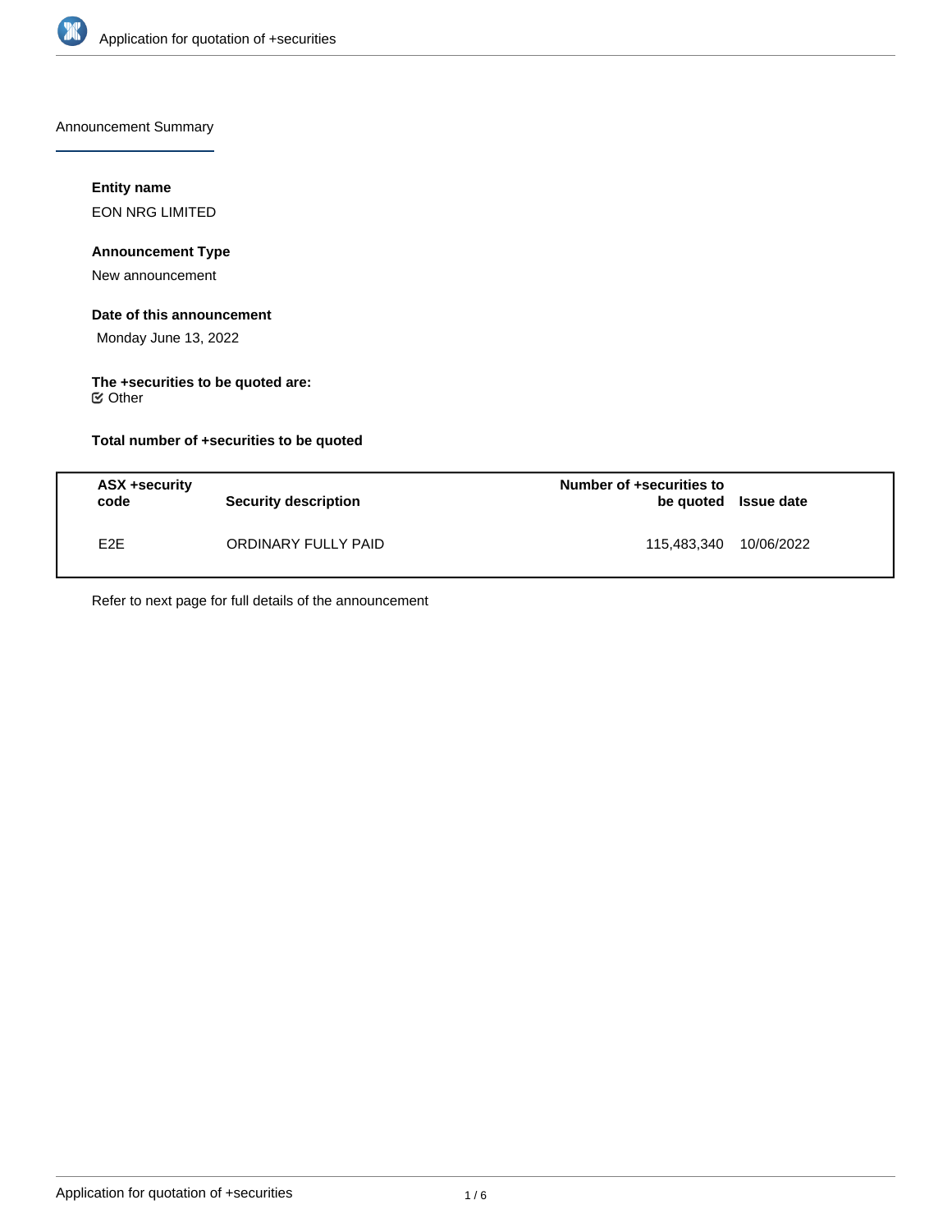Announcement Summary

**Entity name**

EON NRG LIMITED

**Announcement Type**

New announcement

**Date of this announcement**

Monday June 13, 2022

**The +securities to be quoted are:**

☑ Other

**Total number of +securities to be quoted**

| ASX +security code | Security description | Number of +securities to be quoted | Issue date |
|---|---|---|---|
| E2E | ORDINARY FULLY PAID | 115,483,340 | 10/06/2022 |

Refer to next page for full details of the announcement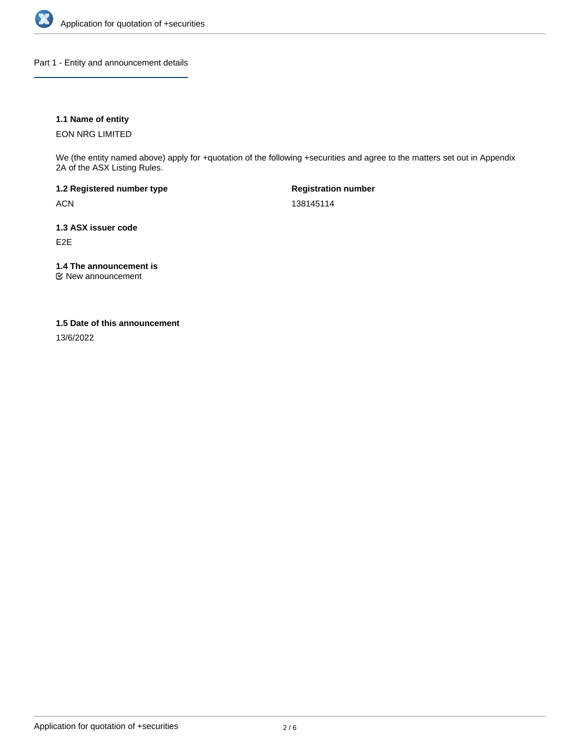## Part 1 - Entity and announcement details

**1.1 Name of entity**

EON NRG LIMITED

We (the entity named above) apply for +quotation of the following +securities and agree to the matters set out in Appendix 2A of the ASX Listing Rules.

**1.2 Registered number type**

ACN

**Registration number**

138145114

**1.3 ASX issuer code**

E2E

**1.4 The announcement is**

☑ New announcement

**1.5 Date of this announcement**

13/6/2022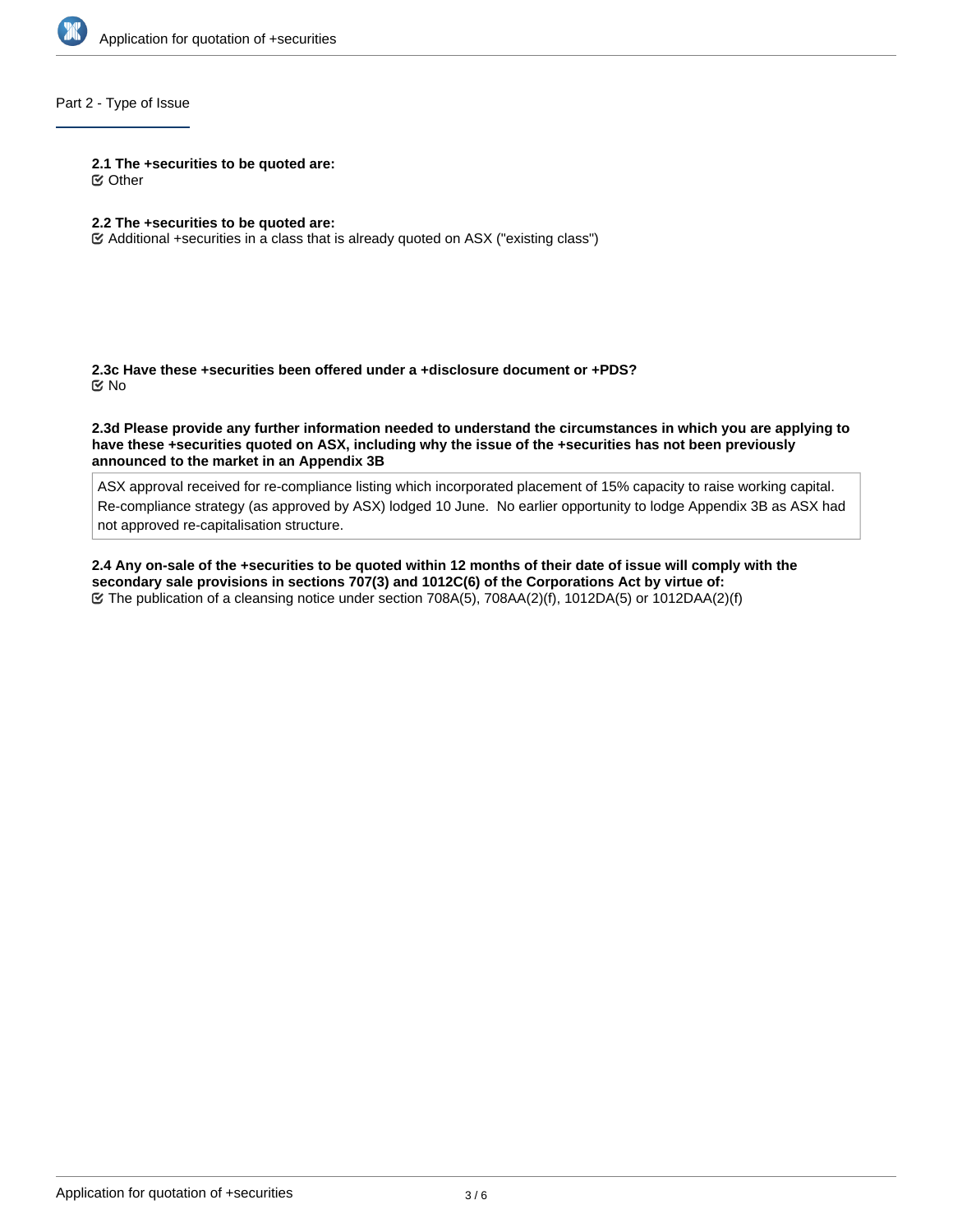## Part 2 - Type of Issue

**2.1 The +securities to be quoted are:**

☑ Other

**2.2 The +securities to be quoted are:**

☑ Additional +securities in a class that is already quoted on ASX ("existing class")

**2.3c Have these +securities been offered under a +disclosure document or +PDS?**

☑ No

**2.3d Please provide any further information needed to understand the circumstances in which you are applying to have these +securities quoted on ASX, including why the issue of the +securities has not been previously announced to the market in an Appendix 3B**

ASX approval received for re-compliance listing which incorporated placement of 15% capacity to raise working capital. Re-compliance strategy (as approved by ASX) lodged 10 June. No earlier opportunity to lodge Appendix 3B as ASX had not approved re-capitalisation structure.

**2.4 Any on-sale of the +securities to be quoted within 12 months of their date of issue will comply with the secondary sale provisions in sections 707(3) and 1012C(6) of the Corporations Act by virtue of:**

☑ The publication of a cleansing notice under section 708A(5), 708AA(2)(f), 1012DA(5) or 1012DAA(2)(f)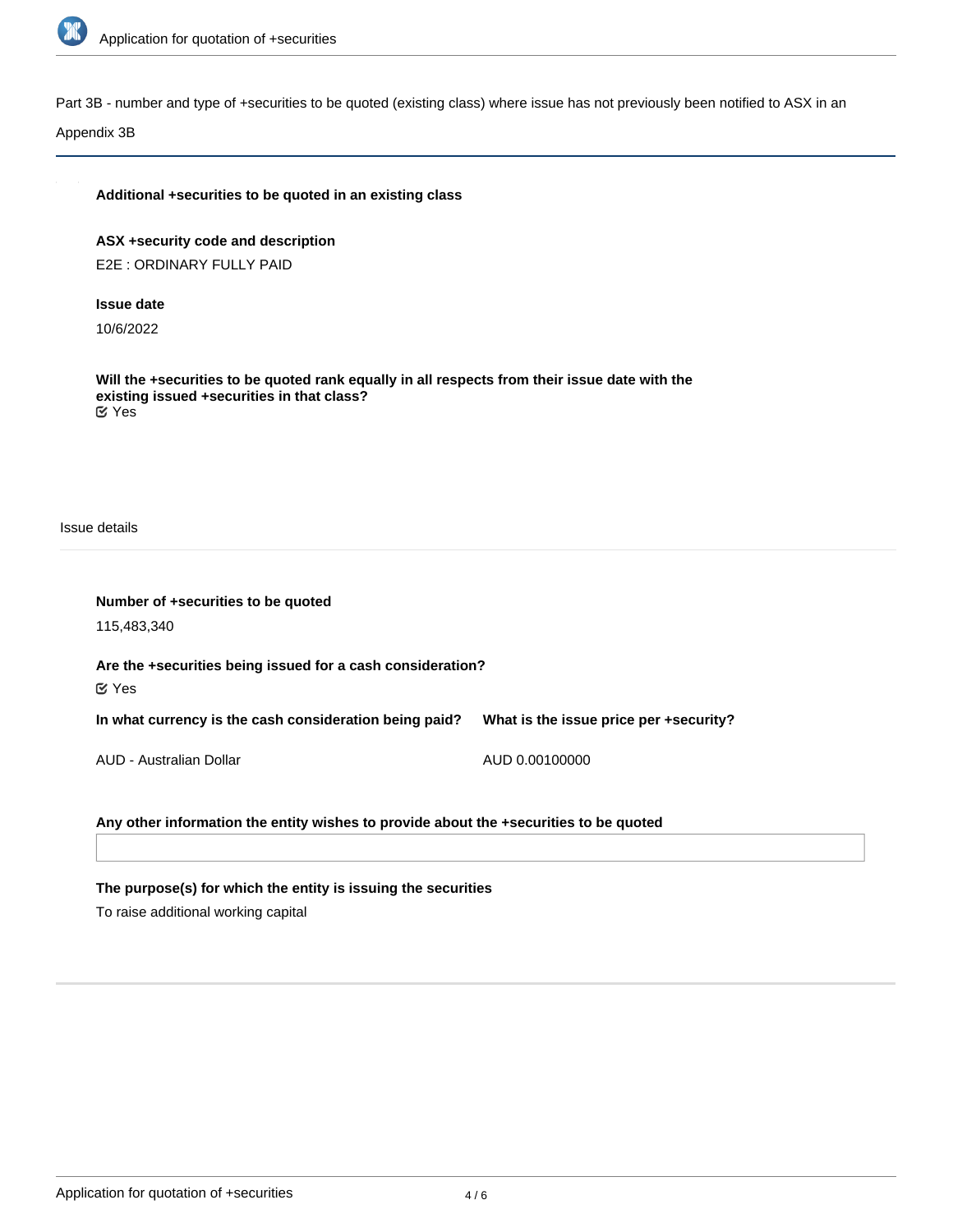Part 3B - number and type of +securities to be quoted (existing class) where issue has not previously been notified to ASX in an Appendix 3B

**Additional +securities to be quoted in an existing class**

**ASX +security code and description**

E2E : ORDINARY FULLY PAID

**Issue date**

10/6/2022

**Will the +securities to be quoted rank equally in all respects from their issue date with the existing issued +securities in that class?**

☑ Yes

Issue details

**Number of +securities to be quoted**

115,483,340

**Are the +securities being issued for a cash consideration?**

☑ Yes

| In what currency is the cash consideration being paid? | What is the issue price per +security? |
| --- | --- |
| AUD - Australian Dollar | AUD 0.00100000 |

**Any other information the entity wishes to provide about the +securities to be quoted**

**The purpose(s) for which the entity is issuing the securities**

To raise additional working capital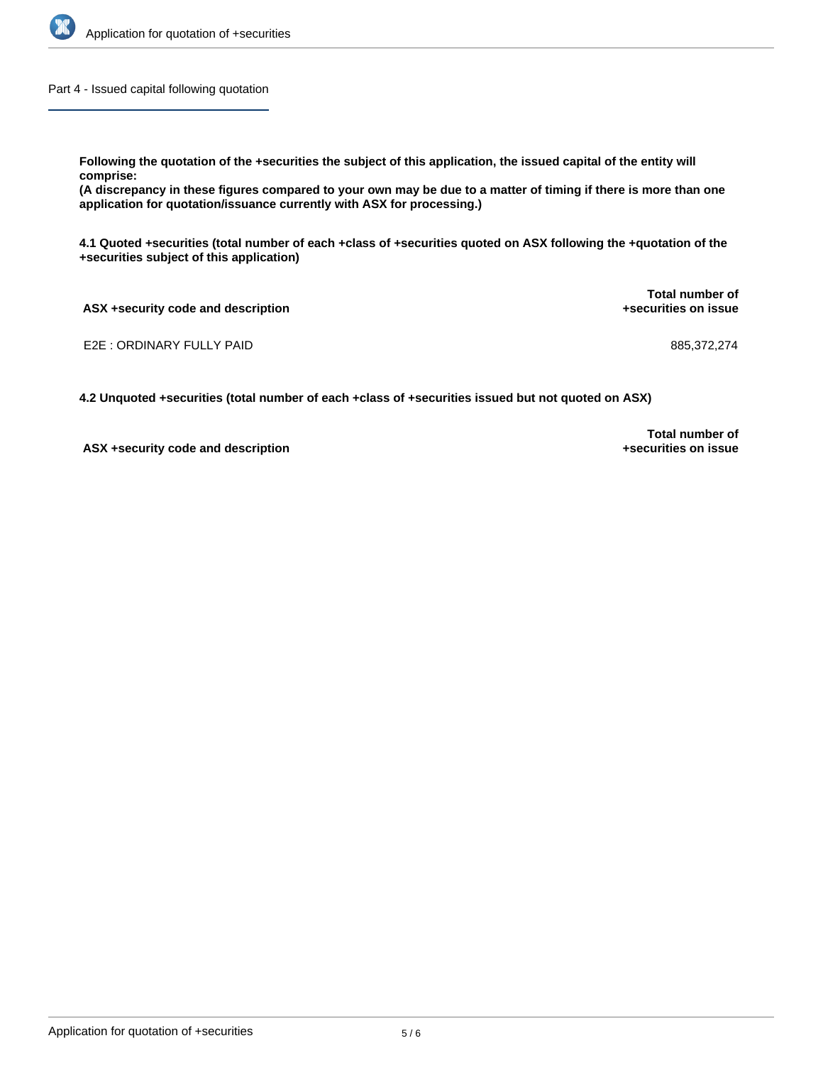## Part 4 - Issued capital following quotation

**Following the quotation of the +securities the subject of this application, the issued capital of the entity will comprise:**

**(A discrepancy in these figures compared to your own may be due to a matter of timing if there is more than one application for quotation/issuance currently with ASX for processing.)**

**4.1 Quoted +securities (total number of each +class of +securities quoted on ASX following the +quotation of the +securities subject of this application)**

| ASX +security code and description | Total number of +securities on issue |
|---|---|
| E2E : ORDINARY FULLY PAID | 885,372,274 |

**4.2 Unquoted +securities (total number of each +class of +securities issued but not quoted on ASX)**

| ASX +security code and description | Total number of +securities on issue |
|---|---|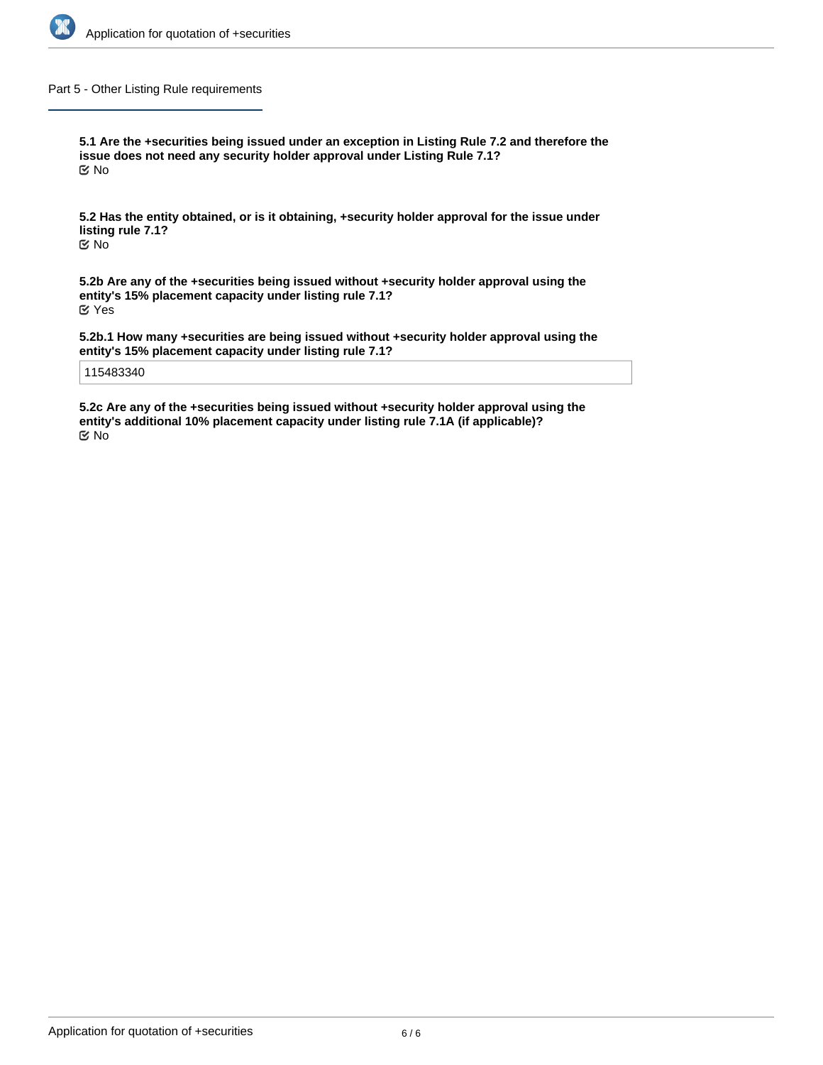## Part 5 - Other Listing Rule requirements

**5.1 Are the +securities being issued under an exception in Listing Rule 7.2 and therefore the issue does not need any security holder approval under Listing Rule 7.1?**
No

**5.2 Has the entity obtained, or is it obtaining, +security holder approval for the issue under listing rule 7.1?**
No

**5.2b Are any of the +securities being issued without +security holder approval using the entity's 15% placement capacity under listing rule 7.1?**
Yes

**5.2b.1 How many +securities are being issued without +security holder approval using the entity's 15% placement capacity under listing rule 7.1?**

115483340

**5.2c Are any of the +securities being issued without +security holder approval using the entity's additional 10% placement capacity under listing rule 7.1A (if applicable)?**
No